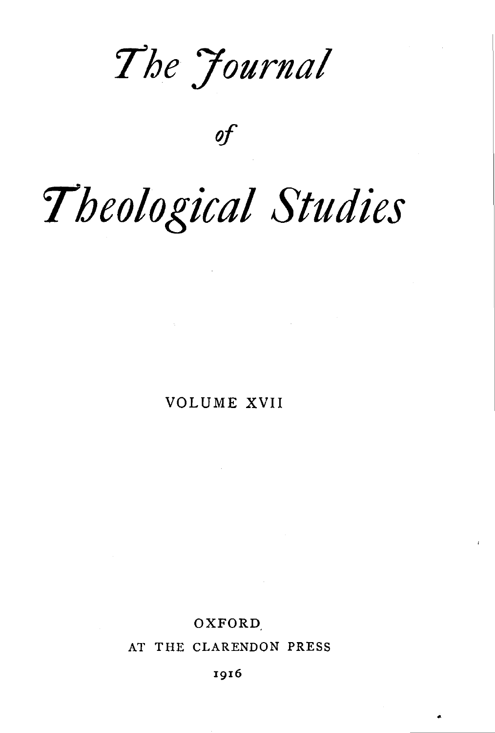# *The Journal*

*of*

# *Theological Studies*

VOLUME XVII

OXFORD
AT THE CLARENDON PRESS
1916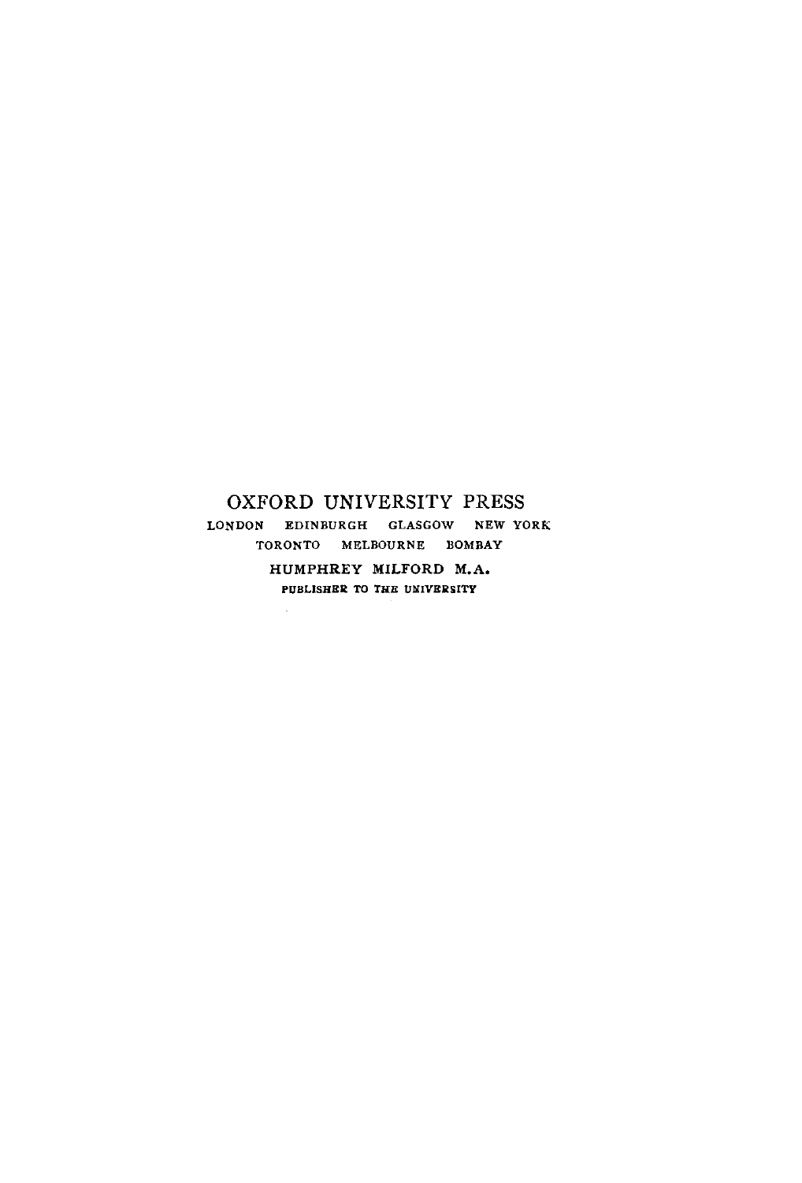OXFORD UNIVERSITY PRESS

LONDON EDINBURGH GLASGOW NEW YORK
TORONTO MELBOURNE BOMBAY

HUMPHREY MILFORD M.A.

PUBLISHER TO THE UNIVERSITY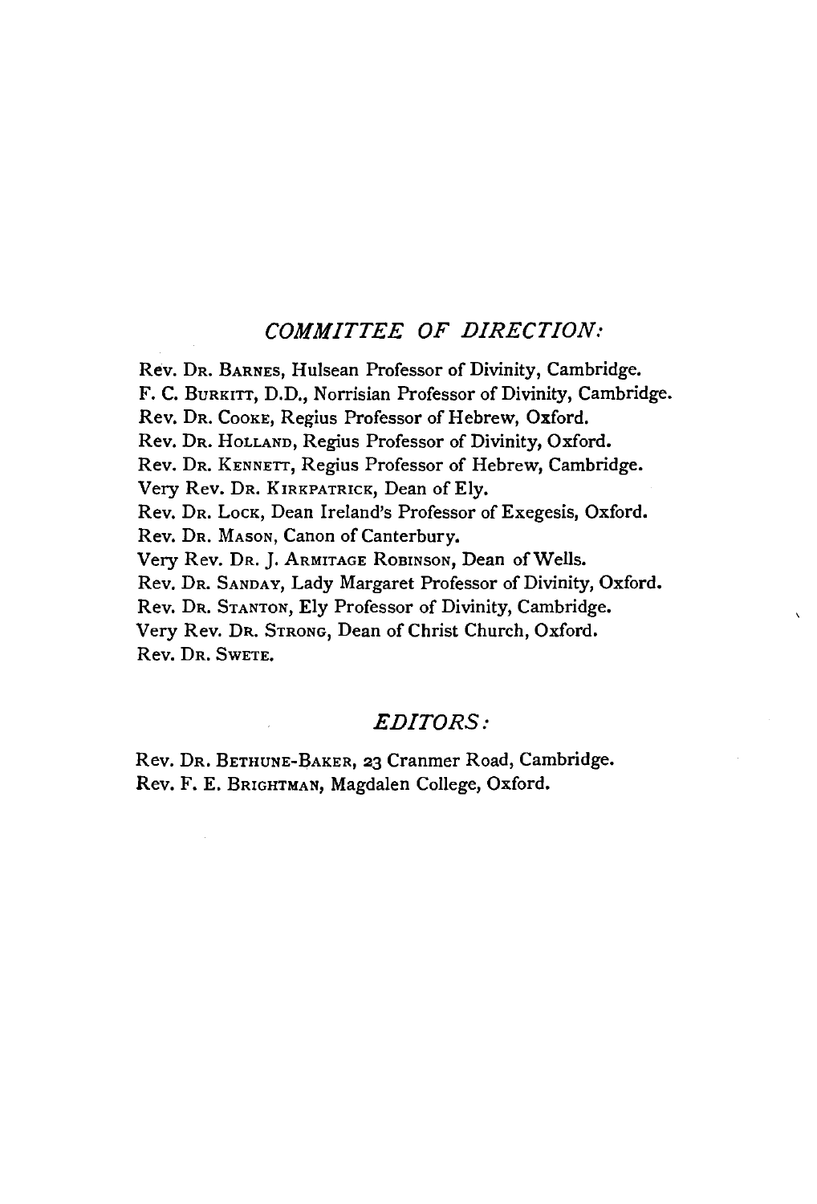## *COMMITTEE OF DIRECTION:*

Rev. Dr. Barnes, Hulsean Professor of Divinity, Cambridge.
F. C. Burkitt, D.D., Norrisian Professor of Divinity, Cambridge.
Rev. Dr. Cooke, Regius Professor of Hebrew, Oxford.
Rev. Dr. Holland, Regius Professor of Divinity, Oxford.
Rev. Dr. Kennett, Regius Professor of Hebrew, Cambridge.
Very Rev. Dr. Kirkpatrick, Dean of Ely.
Rev. Dr. Lock, Dean Ireland's Professor of Exegesis, Oxford.
Rev. Dr. Mason, Canon of Canterbury.
Very Rev. Dr. J. Armitage Robinson, Dean of Wells.
Rev. Dr. Sanday, Lady Margaret Professor of Divinity, Oxford.
Rev. Dr. Stanton, Ely Professor of Divinity, Cambridge.
Very Rev. Dr. Strong, Dean of Christ Church, Oxford.
Rev. Dr. Swete.

## *EDITORS:*

Rev. Dr. Bethune-Baker, 23 Cranmer Road, Cambridge.
Rev. F. E. Brightman, Magdalen College, Oxford.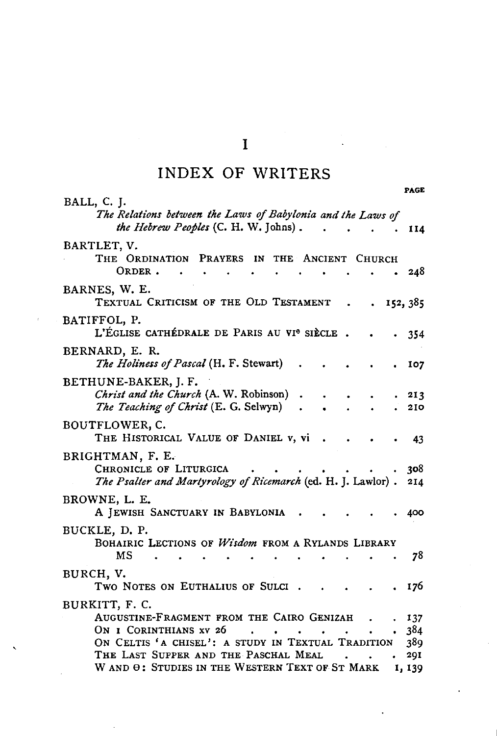# I

## INDEX OF WRITERS

PAGE

BALL, C. J.
*The Relations between the Laws of Babylonia and the Laws of the Hebrew Peoples* (C. H. W. Johns) . . . . . . 114

BARTLET, V.
THE ORDINATION PRAYERS IN THE ANCIENT CHURCH ORDER . . . . . . . . . . . . 248

BARNES, W. E.
TEXTUAL CRITICISM OF THE OLD TESTAMENT . . 152, 385

BATIFFOL, P.
L'ÉGLISE CATHÉDRALE DE PARIS AU VI[e] SIÈCLE . . . 354

BERNARD, E. R.
*The Holiness of Pascal* (H. F. Stewart) . . . . . . 107

BETHUNE-BAKER, J. F.
*Christ and the Church* (A. W. Robinson) . . . . . . 213
*The Teaching of Christ* (E. G. Selwyn) . . . . . . 210

BOUTFLOWER, C.
THE HISTORICAL VALUE OF DANIEL v, vi . . . . . 43

BRIGHTMAN, F. E.
CHRONICLE OF LITURGICA . . . . . . . . . 308
*The Psalter and Martyrology of Ricemarch* (ed. H. J. Lawlor) . 214

BROWNE, L. E.
A JEWISH SANCTUARY IN BABYLONIA . . . . . . 400

BUCKLE, D. P.
BOHAIRIC LECTIONS OF *Wisdom* FROM A RYLANDS LIBRARY MS . . . . . . . . . . . . . 78

BURCH, V.
TWO NOTES ON EUTHALIUS OF SULCI . . . . . . 176

BURKITT, F. C.
AUGUSTINE-FRAGMENT FROM THE CAIRO GENIZAH . . 137
ON I CORINTHIANS XV 26 . . . . . . . . . 384
ON CELTIS 'A CHISEL': A STUDY IN TEXTUAL TRADITION 389
THE LAST SUPPER AND THE PASCHAL MEAL . . . . 291
W AND Θ: STUDIES IN THE WESTERN TEXT OF ST MARK 1, 139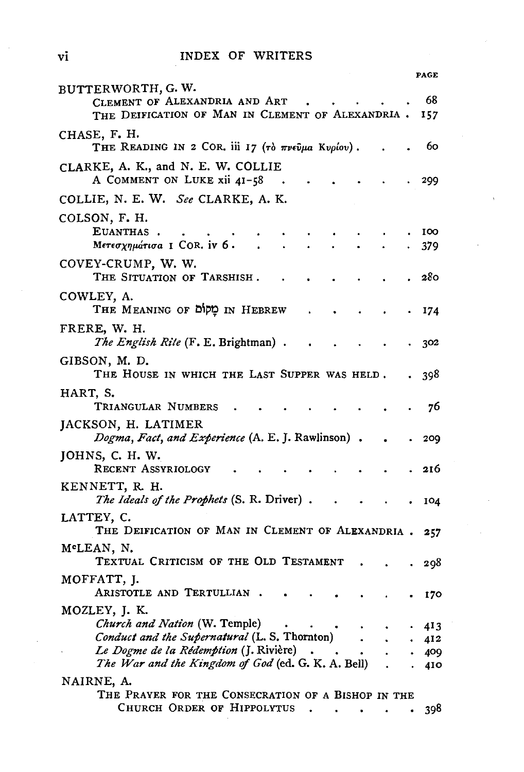# INDEX OF WRITERS

PAGE

BUTTERWORTH, G. W.
- CLEMENT OF ALEXANDRIA AND ART . . . . . . 68
- THE DEIFICATION OF MAN IN CLEMENT OF ALEXANDRIA . 157

CHASE, F. H.
- THE READING IN 2 COR. iii 17 (τὸ πνεῦμα Κυρίου) . . . . 60

CLARKE, A. K., and N. E. W. COLLIE
- A COMMENT ON LUKE xii 41–58 . . . . . . . . 299

COLLIE, N. E. W. *See* CLARKE, A. K.

COLSON, F. H.
- EUANTHAS . . . . . . . . . . . . . 100
- Μετεσχημάτισα 1 COR. iv 6 . . . . . . . . . 379

COVEY-CRUMP, W. W.
- THE SITUATION OF TARSHISH . . . . . . . . 280

COWLEY, A.
- THE MEANING OF מָקוֹם IN HEBREW . . . . . . . 174

FRERE, W. H.
- *The English Rite* (F. E. Brightman) . . . . . . . 302

GIBSON, M. D.
- THE HOUSE IN WHICH THE LAST SUPPER WAS HELD . . 398

HART, S.
- TRIANGULAR NUMBERS . . . . . . . . . . 76

JACKSON, H. LATIMER
- *Dogma, Fact, and Experience* (A. E. J. Rawlinson) . . . 209

JOHNS, C. H. W.
- RECENT ASSYRIOLOGY . . . . . . . . . . 216

KENNETT, R. H.
- *The Ideals of the Prophets* (S. R. Driver) . . . . . . 104

LATTEY, C.
- THE DEIFICATION OF MAN IN CLEMENT OF ALEXANDRIA . 257

McLEAN, N.
- TEXTUAL CRITICISM OF THE OLD TESTAMENT . . . . 298

MOFFATT, J.
- ARISTOTLE AND TERTULLIAN . . . . . . . . . 170

MOZLEY, J. K.
- *Church and Nation* (W. Temple) . . . . . . . 413
- *Conduct and the Supernatural* (L. S. Thornton) . . . . 412
- *Le Dogme de la Rédemption* (J. Rivière) . . . . . . 409
- *The War and the Kingdom of God* (ed. G. K. A. Bell) . . 410

NAIRNE, A.
- THE PRAYER FOR THE CONSECRATION OF A BISHOP IN THE CHURCH ORDER OF HIPPOLYTUS . . . . . . 398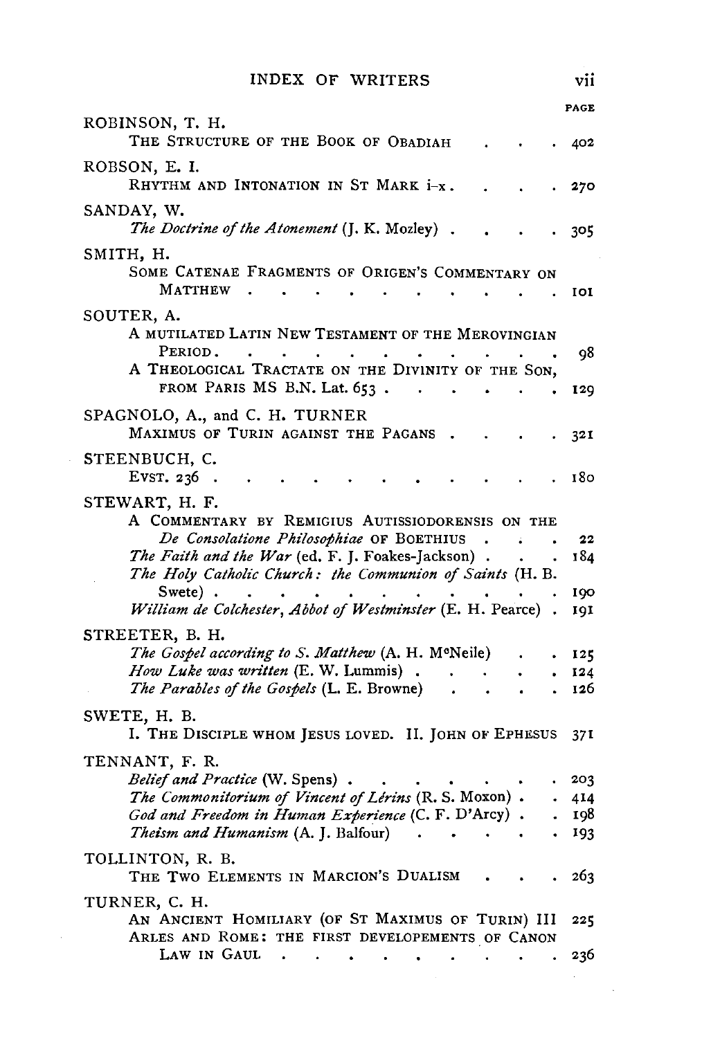## INDEX OF WRITERS

PAGE

**ROBINSON, T. H.**
THE STRUCTURE OF THE BOOK OF OBADIAH . . . . 402

**ROBSON, E. I.**
RHYTHM AND INTONATION IN ST MARK i–x . . . . 270

**SANDAY, W.**
*The Doctrine of the Atonement* (J. K. Mozley) . . . . 305

**SMITH, H.**
SOME CATENAE FRAGMENTS OF ORIGEN'S COMMENTARY ON MATTHEW . . . . . . . . . . 101

**SOUTER, A.**
A MUTILATED LATIN NEW TESTAMENT OF THE MEROVINGIAN PERIOD . . . . . . . . . . 98
A THEOLOGICAL TRACTATE ON THE DIVINITY OF THE SON, FROM PARIS MS B.N. Lat. 653 . . . . . . 129

**SPAGNOLO, A., and C. H. TURNER**
MAXIMUS OF TURIN AGAINST THE PAGANS . . . . 321

**STEENBUCH, C.**
EVST. 236 . . . . . . . . . . . . 180

**STEWART, H. F.**
A COMMENTARY BY REMIGIUS AUTISSIODORENSIS ON THE *De Consolatione Philosophiae* OF BOETHIUS . . . 22
*The Faith and the War* (ed. F. J. Foakes-Jackson) . . . 184
*The Holy Catholic Church: the Communion of Saints* (H. B. Swete) . . . . . . . . . . . 190
*William de Colchester, Abbot of Westminster* (E. H. Pearce) . 191

**STREETER, B. H.**
*The Gospel according to S. Matthew* (A. H. McNeile) . . . 125
*How Luke was written* (E. W. Lummis) . . . . . 124
*The Parables of the Gospels* (L. E. Browne) . . . . 126

**SWETE, H. B.**
I. THE DISCIPLE WHOM JESUS LOVED. II. JOHN OF EPHESUS 371

**TENNANT, F. R.**
*Belief and Practice* (W. Spens) . . . . . . . . 203
*The Commonitorium of Vincent of Lérins* (R. S. Moxon) . . 414
*God and Freedom in Human Experience* (C. F. D'Arcy) . . 198
*Theism and Humanism* (A. J. Balfour) . . . . . 193

**TOLLINTON, R. B.**
THE TWO ELEMENTS IN MARCION'S DUALISM . . . 263

**TURNER, C. H.**
AN ANCIENT HOMILIARY (OF ST MAXIMUS OF TURIN) III 225
ARLES AND ROME: THE FIRST DEVELOPEMENTS OF CANON LAW IN GAUL . . . . . . . . . . 236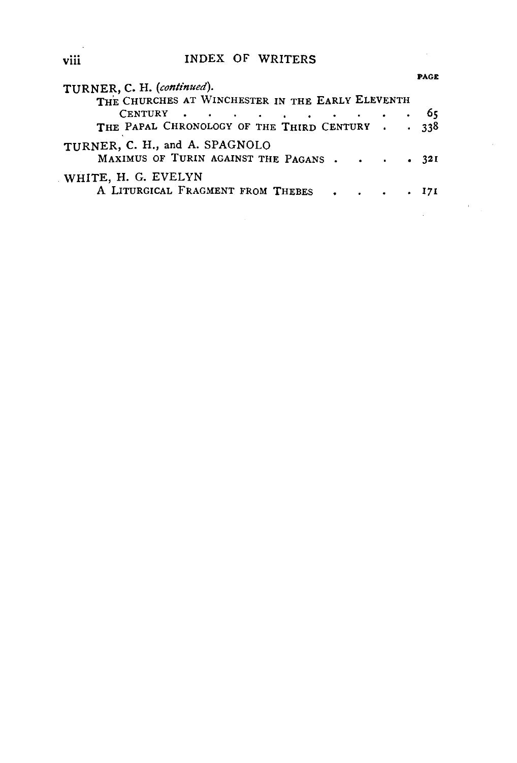# INDEX OF WRITERS

PAGE

TURNER, C. H. (*continued*).

- The Churches at Winchester in the Early Eleventh Century . . . . . . . . . . . 65
- The Papal Chronology of the Third Century . . 338

TURNER, C. H., and A. SPAGNOLO

- Maximus of Turin against the Pagans . . . . . 321

WHITE, H. G. EVELYN

- A Liturgical Fragment from Thebes . . . . . 171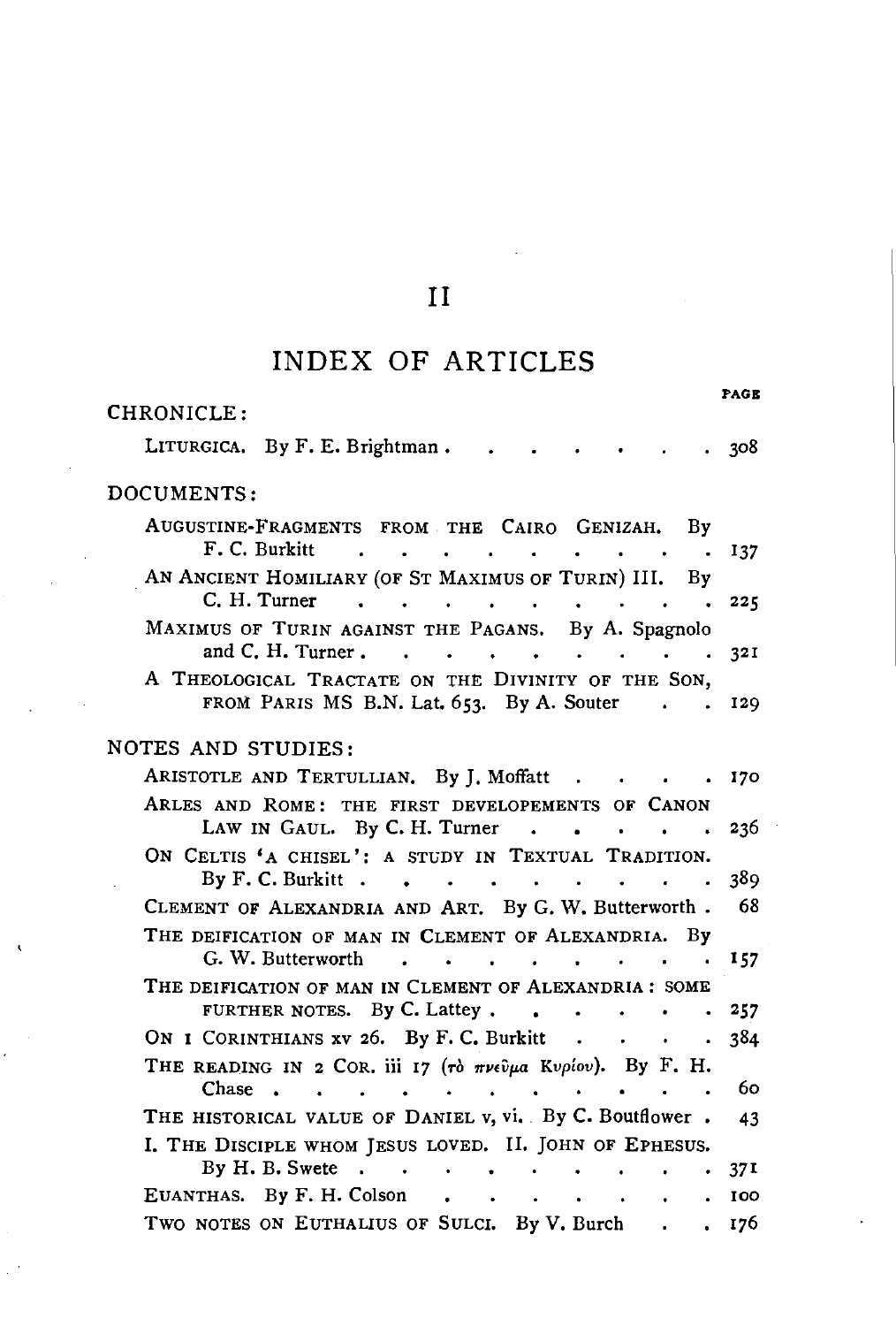# II

## INDEX OF ARTICLES

| | PAGE |
|---|---|
| **CHRONICLE:** | |
| LITURGICA. By F. E. Brightman | 308 |
| **DOCUMENTS:** | |
| AUGUSTINE-FRAGMENTS FROM THE CAIRO GENIZAH. By F. C. Burkitt | 137 |
| AN ANCIENT HOMILIARY (OF ST MAXIMUS OF TURIN) III. By C. H. Turner | 225 |
| MAXIMUS OF TURIN AGAINST THE PAGANS. By A. Spagnolo and C. H. Turner | 321 |
| A THEOLOGICAL TRACTATE ON THE DIVINITY OF THE SON, FROM PARIS MS B.N. Lat. 653. By A. Souter | 129 |
| **NOTES AND STUDIES:** | |
| ARISTOTLE AND TERTULLIAN. By J. Moffatt | 170 |
| ARLES AND ROME: THE FIRST DEVELOPEMENTS OF CANON LAW IN GAUL. By C. H. Turner | 236 |
| ON CELTIS 'A CHISEL': A STUDY IN TEXTUAL TRADITION. By F. C. Burkitt | 389 |
| CLEMENT OF ALEXANDRIA AND ART. By G. W. Butterworth | 68 |
| THE DEIFICATION OF MAN IN CLEMENT OF ALEXANDRIA. By G. W. Butterworth | 157 |
| THE DEIFICATION OF MAN IN CLEMENT OF ALEXANDRIA: SOME FURTHER NOTES. By C. Lattey | 257 |
| ON 1 CORINTHIANS xv 26. By F. C. Burkitt | 384 |
| THE READING IN 2 COR. iii 17 (τὸ πνεῦμα Κυρίου). By F. H. Chase | 60 |
| THE HISTORICAL VALUE OF DANIEL v, vi. By C. Boutflower | 43 |
| I. THE DISCIPLE WHOM JESUS LOVED. II. JOHN OF EPHESUS. By H. B. Swete | 371 |
| EUANTHAS. By F. H. Colson | 100 |
| TWO NOTES ON EUTHALIUS OF SULCI. By V. Burch | 176 |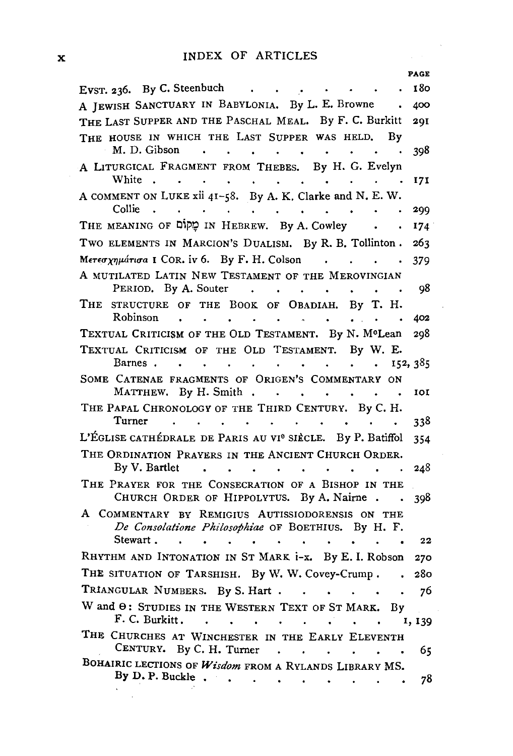## INDEX OF ARTICLES

| | PAGE |
|---|---|
| EVST. 236. By C. Steenbuch | 180 |
| A JEWISH SANCTUARY IN BABYLONIA. By L. E. Browne | 400 |
| THE LAST SUPPER AND THE PASCHAL MEAL. By F. C. Burkitt | 291 |
| THE HOUSE IN WHICH THE LAST SUPPER WAS HELD. By M. D. Gibson | 398 |
| A LITURGICAL FRAGMENT FROM THEBES. By H. G. Evelyn White | 171 |
| A COMMENT ON LUKE xii 41–58. By A. K. Clarke and N. E. W. Collie | 299 |
| THE MEANING OF מָקוֹם IN HEBREW. By A. Cowley | 174 |
| TWO ELEMENTS IN MARCION'S DUALISM. By R. B. Tollinton | 263 |
| Μετεσχημάτισα 1 COR. iv 6. By F. H. Colson | 379 |
| A MUTILATED LATIN NEW TESTAMENT OF THE MEROVINGIAN PERIOD. By A. Souter | 98 |
| THE STRUCTURE OF THE BOOK OF OBADIAH. By T. H. Robinson | 402 |
| TEXTUAL CRITICISM OF THE OLD TESTAMENT. By N. McLean | 298 |
| TEXTUAL CRITICISM OF THE OLD TESTAMENT. By W. E. Barnes | 152, 385 |
| SOME CATENAE FRAGMENTS OF ORIGEN'S COMMENTARY ON MATTHEW. By H. Smith | 101 |
| THE PAPAL CHRONOLOGY OF THE THIRD CENTURY. By C. H. Turner | 338 |
| L'ÉGLISE CATHÉDRALE DE PARIS AU VI^e SIÈCLE. By P. Batiffol | 354 |
| THE ORDINATION PRAYERS IN THE ANCIENT CHURCH ORDER. By V. Bartlet | 248 |
| THE PRAYER FOR THE CONSECRATION OF A BISHOP IN THE CHURCH ORDER OF HIPPOLYTUS. By A. Nairne | 398 |
| A COMMENTARY BY REMIGIUS AUTISSIODORENSIS ON THE *De Consolatione Philosophiae* OF BOETHIUS. By H. F. Stewart | 22 |
| RHYTHM AND INTONATION IN ST MARK i–x. By E. I. Robson | 270 |
| THE SITUATION OF TARSHISH. By W. W. Covey-Crump | 280 |
| TRIANGULAR NUMBERS. By S. Hart | 76 |
| W and Θ: STUDIES IN THE WESTERN TEXT OF ST MARK. By F. C. Burkitt | 1, 139 |
| THE CHURCHES AT WINCHESTER IN THE EARLY ELEVENTH CENTURY. By C. H. Turner | 65 |
| BOHAIRIC LECTIONS OF *Wisdom* FROM A RYLANDS LIBRARY MS. By D. P. Buckle | 78 |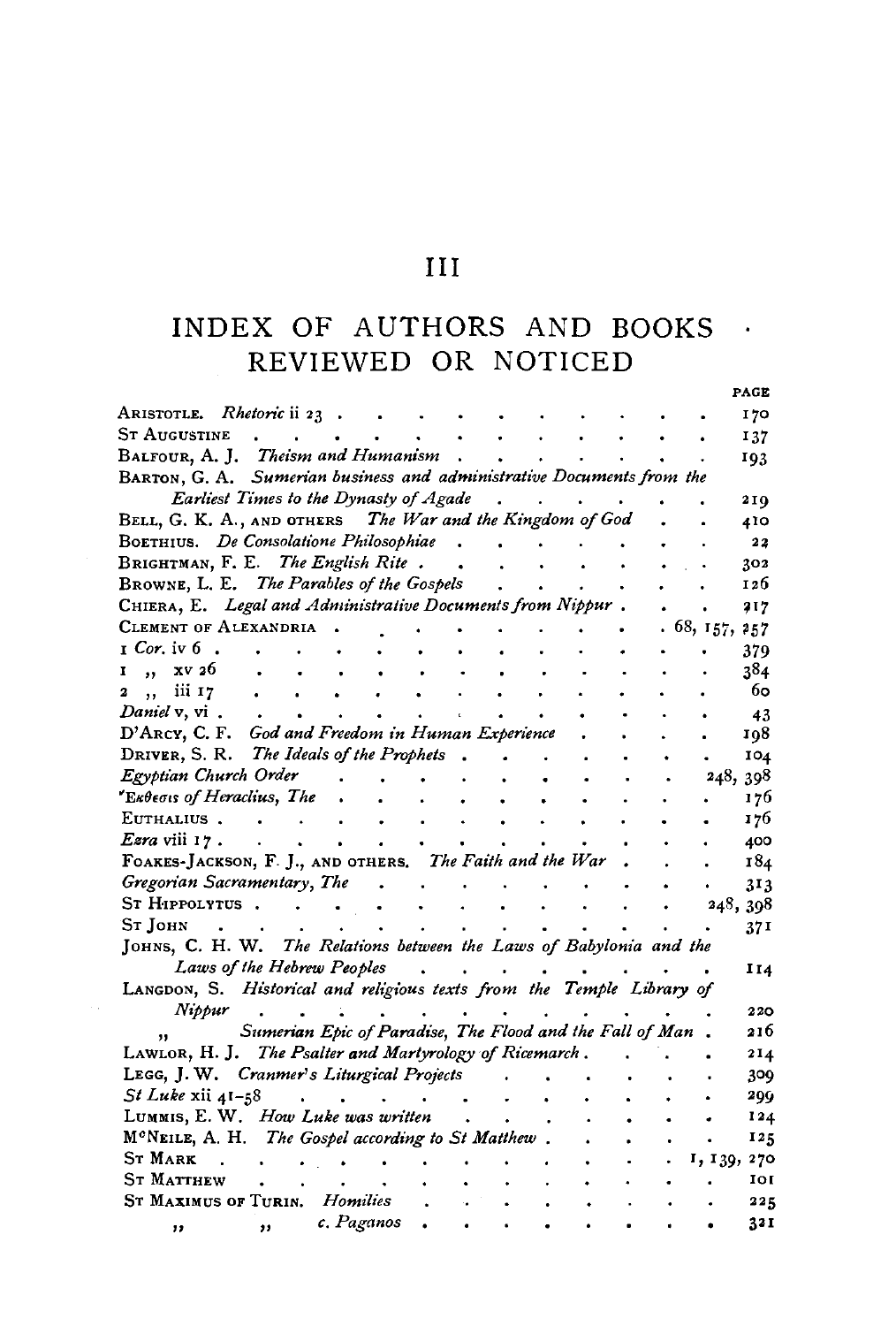# III

## INDEX OF AUTHORS AND BOOKS REVIEWED OR NOTICED

| | PAGE |
|---|---|
| ARISTOTLE. *Rhetoric* ii 23 | 170 |
| ST AUGUSTINE | 137 |
| BALFOUR, A. J. *Theism and Humanism* | 193 |
| BARTON, G. A. *Sumerian business and administrative Documents from the Earliest Times to the Dynasty of Agade* | 219 |
| BELL, G. K. A., AND OTHERS *The War and the Kingdom of God* | 410 |
| BOETHIUS. *De Consolatione Philosophiae* | 22 |
| BRIGHTMAN, F. E. *The English Rite* | 302 |
| BROWNE, L. E. *The Parables of the Gospels* | 126 |
| CHIERA, E. *Legal and Administrative Documents from Nippur* | 217 |
| CLEMENT OF ALEXANDRIA | 68, 157, 257 |
| 1 *Cor.* iv 6 | 379 |
| 1 ,, xv 26 | 384 |
| 2 ,, iii 17 | 60 |
| *Daniel* v, vi | 43 |
| D'ARCY, C. F. *God and Freedom in Human Experience* | 198 |
| DRIVER, S. R. *The Ideals of the Prophets* | 104 |
| *Egyptian Church Order* | 248, 398 |
| *Ἔκθεσις of Heraclius, The* | 176 |
| EUTHALIUS | 176 |
| *Ezra* viii 17 | 400 |
| FOAKES-JACKSON, F. J., AND OTHERS. *The Faith and the War* | 184 |
| *Gregorian Sacramentary, The* | 313 |
| ST HIPPOLYTUS | 248, 398 |
| ST JOHN | 371 |
| JOHNS, C. H. W. *The Relations between the Laws of Babylonia and the Laws of the Hebrew Peoples* | 114 |
| LANGDON, S. *Historical and religious texts from the Temple Library of Nippur* | 220 |
| ,, *Sumerian Epic of Paradise, The Flood and the Fall of Man* | 216 |
| LAWLOR, H. J. *The Psalter and Martyrology of Ricemarch* | 214 |
| LEGG, J. W. *Cranmer's Liturgical Projects* | 309 |
| *St Luke* xii 41–58 | 299 |
| LUMMIS, E. W. *How Luke was written* | 124 |
| MᶜNEILE, A. H. *The Gospel according to St Matthew* | 125 |
| ST MARK | 1, 139, 270 |
| ST MATTHEW | 101 |
| ST MAXIMUS OF TURIN. *Homilies* | 225 |
| ,, ,, *c. Paganos* | 321 |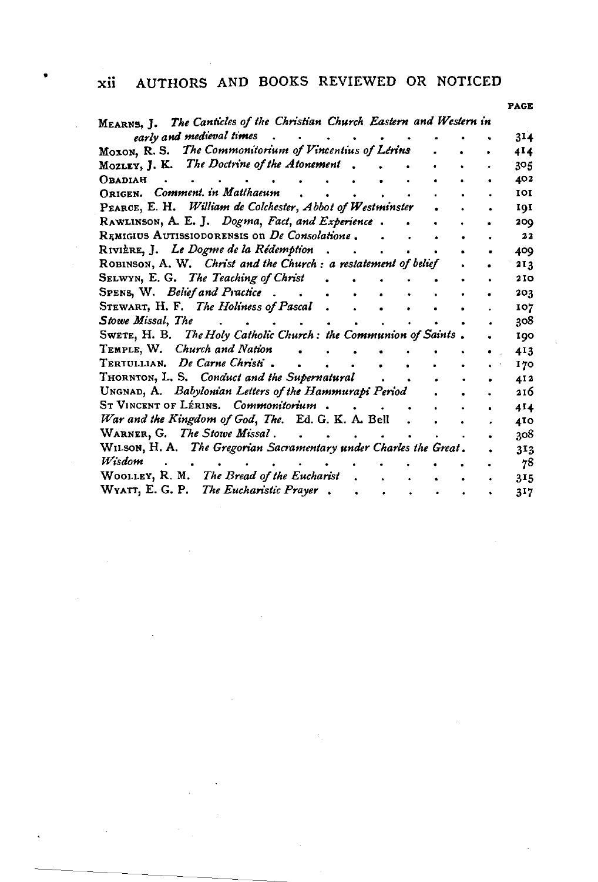## AUTHORS AND BOOKS REVIEWED OR NOTICED

| | PAGE |
|---|---|
| MEARNS, J. *The Canticles of the Christian Church Eastern and Western in early and medieval times* | 314 |
| MOXON, R. S. *The Commonitorium of Vincentius of Lérins* | 414 |
| MOZLEY, J. K. *The Doctrine of the Atonement* | 305 |
| OBADIAH | 402 |
| ORIGEN. *Comment. in Matthaeum* | 101 |
| PEARCE, E. H. *William de Colchester, Abbot of Westminster* | 191 |
| RAWLINSON, A. E. J. *Dogma, Fact, and Experience* | 209 |
| REMIGIUS AUTISSIODORENSIS on *De Consolatione* | 22 |
| RIVIÈRE, J. *Le Dogme de la Rédemption* | 409 |
| ROBINSON, A. W. *Christ and the Church: a restatement of belief* | 213 |
| SELWYN, E. G. *The Teaching of Christ* | 210 |
| SPENS, W. *Belief and Practice* | 203 |
| STEWART, H. F. *The Holiness of Pascal* | 107 |
| *Stowe Missal, The* | 308 |
| SWETE, H. B. *The Holy Catholic Church: the Communion of Saints* | 190 |
| TEMPLE, W. *Church and Nation* | 413 |
| TERTULLIAN. *De Carne Christi* | 170 |
| THORNTON, L. S. *Conduct and the Supernatural* | 412 |
| UNGNAD, A. *Babylonian Letters of the Hammurapi Period* | 216 |
| ST VINCENT OF LÉRINS. *Commonitorium* | 414 |
| *War and the Kingdom of God, The.* Ed. G. K. A. Bell | 410 |
| WARNER, G. *The Stowe Missal* | 308 |
| WILSON, H. A. *The Gregorian Sacramentary under Charles the Great* | 313 |
| *Wisdom* | 78 |
| WOOLLEY, R. M. *The Bread of the Eucharist* | 315 |
| WYATT, E. G. P. *The Eucharistic Prayer* | 317 |